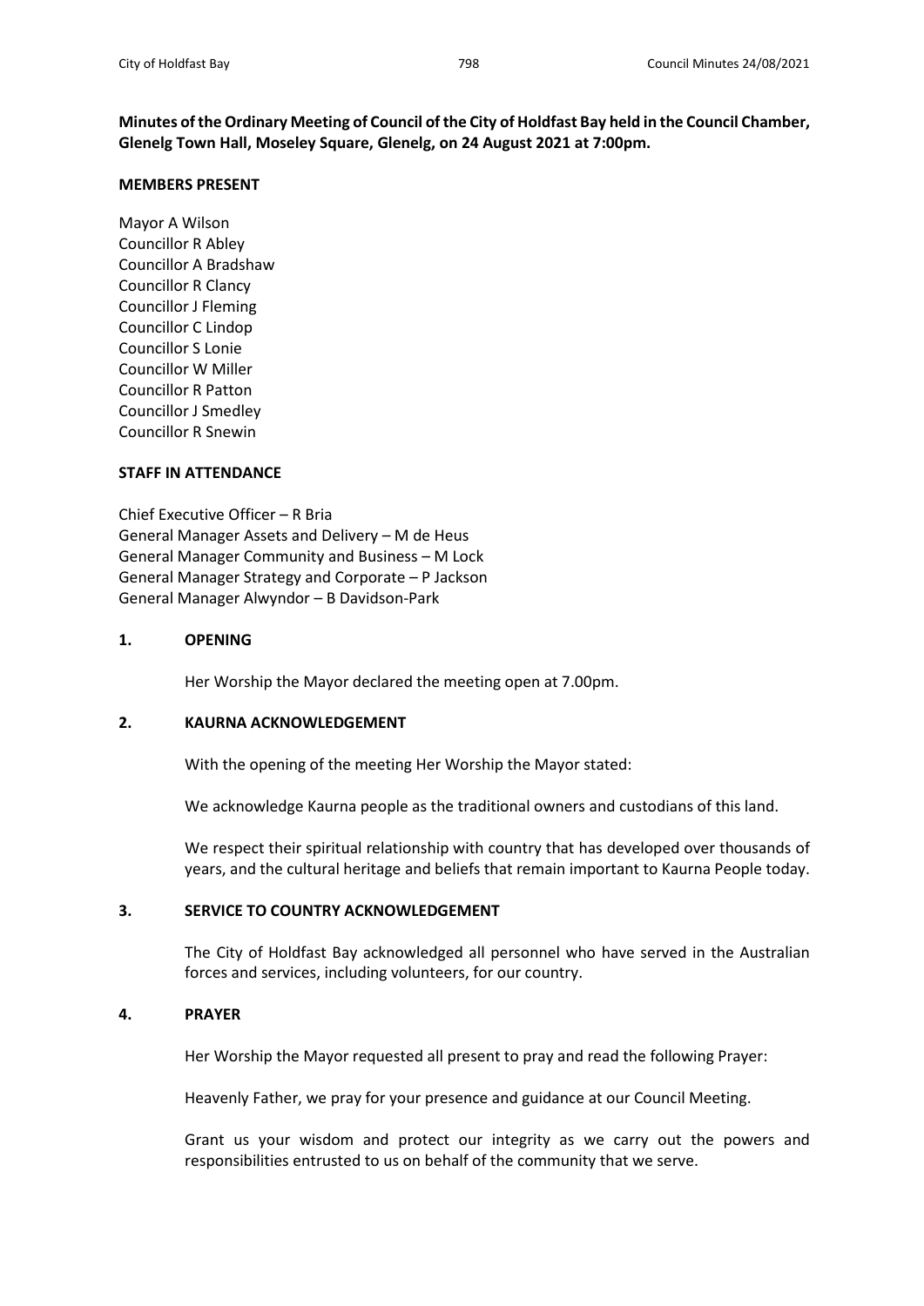**Minutes of the Ordinary Meeting of Council of the City of Holdfast Bay held in the Council Chamber, Glenelg Town Hall, Moseley Square, Glenelg, on 24 August 2021 at 7:00pm.**

**MEMBERS PRESENT**

Mayor A Wilson
Councillor R Abley
Councillor A Bradshaw
Councillor R Clancy
Councillor J Fleming
Councillor C Lindop
Councillor S Lonie
Councillor W Miller
Councillor R Patton
Councillor J Smedley
Councillor R Snewin

**STAFF IN ATTENDANCE**

Chief Executive Officer – R Bria
General Manager Assets and Delivery – M de Heus
General Manager Community and Business – M Lock
General Manager Strategy and Corporate – P Jackson
General Manager Alwyndor – B Davidson-Park

**1. OPENING**

Her Worship the Mayor declared the meeting open at 7.00pm.

**2. KAURNA ACKNOWLEDGEMENT**

With the opening of the meeting Her Worship the Mayor stated:

We acknowledge Kaurna people as the traditional owners and custodians of this land.

We respect their spiritual relationship with country that has developed over thousands of years, and the cultural heritage and beliefs that remain important to Kaurna People today.

**3. SERVICE TO COUNTRY ACKNOWLEDGEMENT**

The City of Holdfast Bay acknowledged all personnel who have served in the Australian forces and services, including volunteers, for our country.

**4. PRAYER**

Her Worship the Mayor requested all present to pray and read the following Prayer:

Heavenly Father, we pray for your presence and guidance at our Council Meeting.

Grant us your wisdom and protect our integrity as we carry out the powers and responsibilities entrusted to us on behalf of the community that we serve.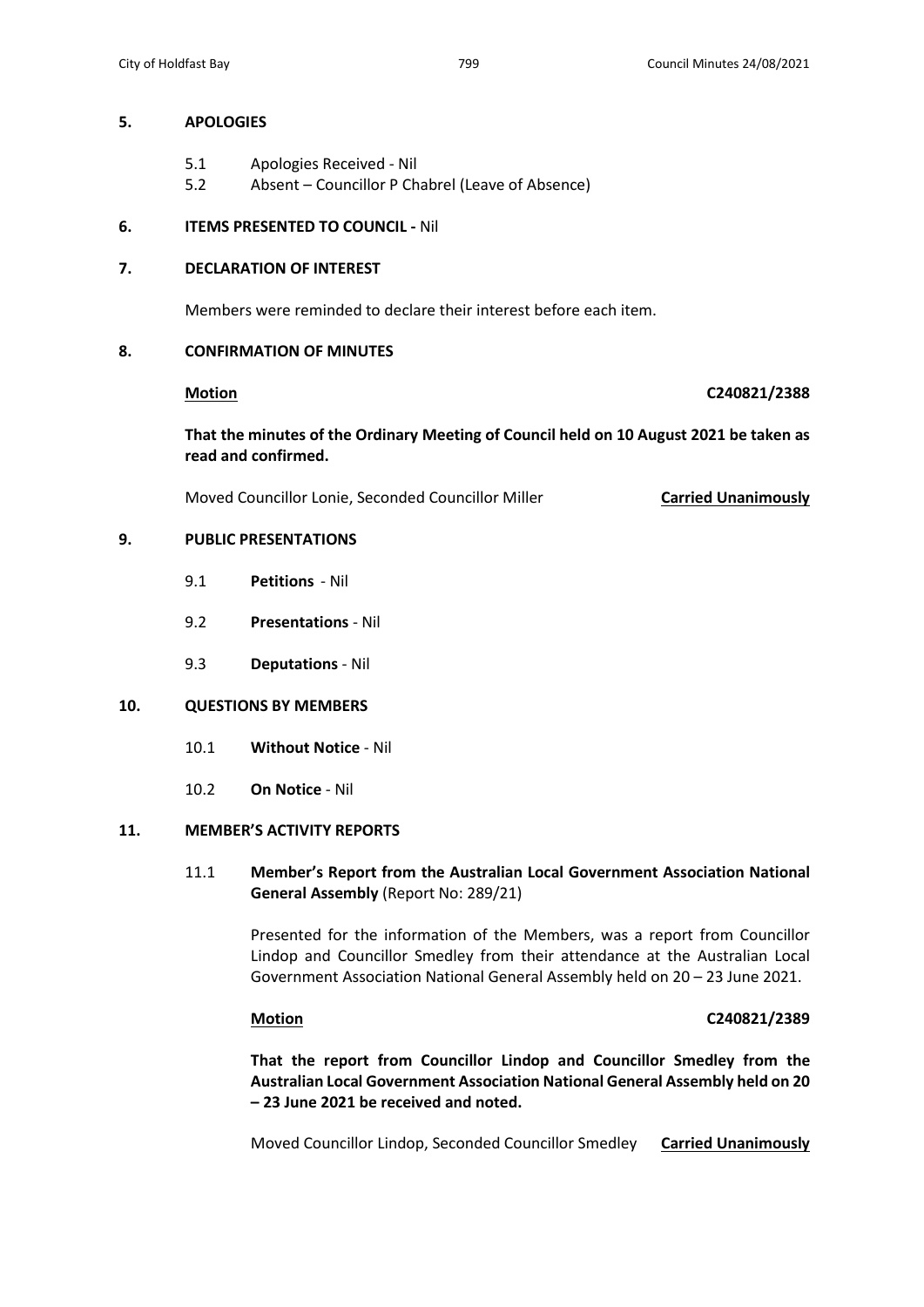## 5. APOLOGIES

5.1 Apologies Received - Nil

5.2 Absent – Councillor P Chabrel (Leave of Absence)

## 6. ITEMS PRESENTED TO COUNCIL - Nil

## 7. DECLARATION OF INTEREST

Members were reminded to declare their interest before each item.

## 8. CONFIRMATION OF MINUTES

**Motion** **C240821/2388**

**That the minutes of the Ordinary Meeting of Council held on 10 August 2021 be taken as read and confirmed.**

Moved Councillor Lonie, Seconded Councillor Miller **Carried Unanimously**

## 9. PUBLIC PRESENTATIONS

9.1 **Petitions** - Nil

9.2 **Presentations** - Nil

9.3 **Deputations** - Nil

## 10. QUESTIONS BY MEMBERS

10.1 **Without Notice** - Nil

10.2 **On Notice** - Nil

## 11. MEMBER'S ACTIVITY REPORTS

11.1 **Member's Report from the Australian Local Government Association National General Assembly** (Report No: 289/21)

Presented for the information of the Members, was a report from Councillor Lindop and Councillor Smedley from their attendance at the Australian Local Government Association National General Assembly held on 20 – 23 June 2021.

**Motion** **C240821/2389**

**That the report from Councillor Lindop and Councillor Smedley from the Australian Local Government Association National General Assembly held on 20 – 23 June 2021 be received and noted.**

Moved Councillor Lindop, Seconded Councillor Smedley **Carried Unanimously**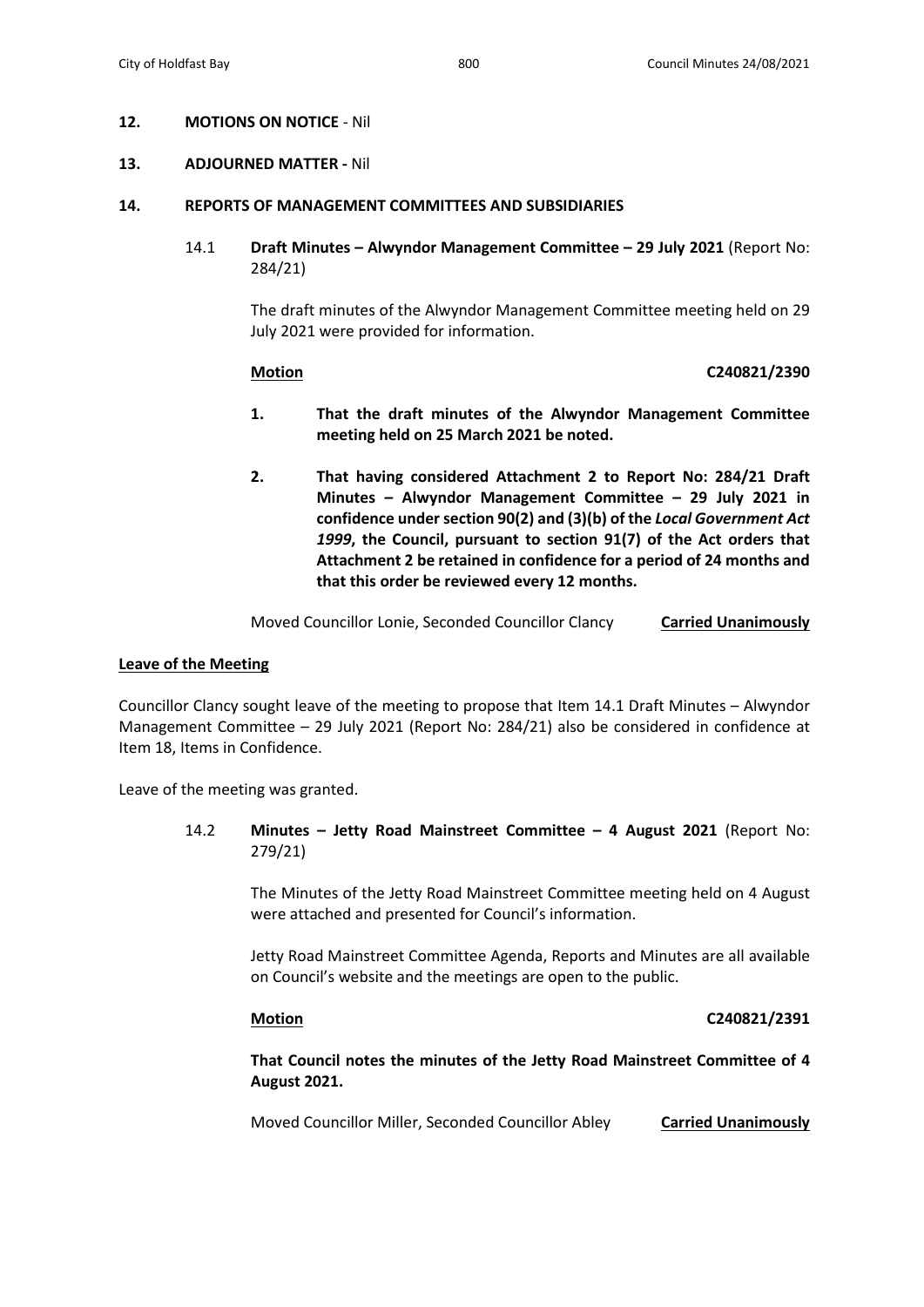**12. MOTIONS ON NOTICE** - Nil

**13. ADJOURNED MATTER -** Nil

**14. REPORTS OF MANAGEMENT COMMITTEES AND SUBSIDIARIES**

14.1 **Draft Minutes – Alwyndor Management Committee – 29 July 2021** (Report No: 284/21)

The draft minutes of the Alwyndor Management Committee meeting held on 29 July 2021 were provided for information.

**Motion** **C240821/2390**

1. **That the draft minutes of the Alwyndor Management Committee meeting held on 25 March 2021 be noted.**

2. **That having considered Attachment 2 to Report No: 284/21 Draft Minutes – Alwyndor Management Committee – 29 July 2021 in confidence under section 90(2) and (3)(b) of the *Local Government Act 1999*, the Council, pursuant to section 91(7) of the Act orders that Attachment 2 be retained in confidence for a period of 24 months and that this order be reviewed every 12 months.**

Moved Councillor Lonie, Seconded Councillor Clancy **Carried Unanimously**

**Leave of the Meeting**

Councillor Clancy sought leave of the meeting to propose that Item 14.1 Draft Minutes – Alwyndor Management Committee – 29 July 2021 (Report No: 284/21) also be considered in confidence at Item 18, Items in Confidence.

Leave of the meeting was granted.

14.2 **Minutes – Jetty Road Mainstreet Committee – 4 August 2021** (Report No: 279/21)

The Minutes of the Jetty Road Mainstreet Committee meeting held on 4 August were attached and presented for Council's information.

Jetty Road Mainstreet Committee Agenda, Reports and Minutes are all available on Council's website and the meetings are open to the public.

**Motion** **C240821/2391**

**That Council notes the minutes of the Jetty Road Mainstreet Committee of 4 August 2021.**

Moved Councillor Miller, Seconded Councillor Abley **Carried Unanimously**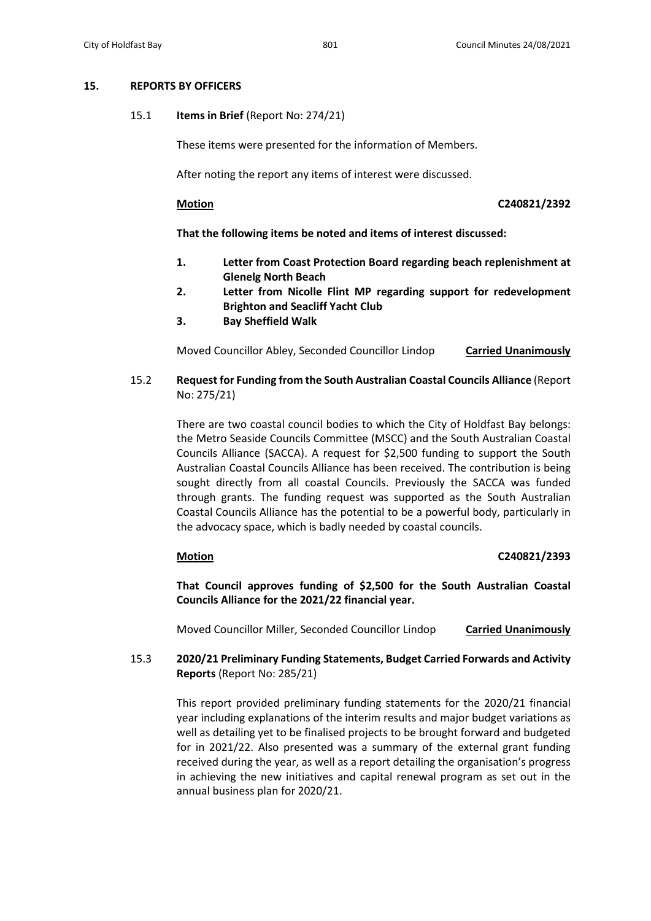## 15. REPORTS BY OFFICERS

### 15.1 **Items in Brief** (Report No: 274/21)

These items were presented for the information of Members.

After noting the report any items of interest were discussed.

**Motion** **C240821/2392**

**That the following items be noted and items of interest discussed:**

1. **Letter from Coast Protection Board regarding beach replenishment at Glenelg North Beach**
2. **Letter from Nicolle Flint MP regarding support for redevelopment Brighton and Seacliff Yacht Club**
3. **Bay Sheffield Walk**

Moved Councillor Abley, Seconded Councillor Lindop **Carried Unanimously**

### 15.2 **Request for Funding from the South Australian Coastal Councils Alliance** (Report No: 275/21)

There are two coastal council bodies to which the City of Holdfast Bay belongs: the Metro Seaside Councils Committee (MSCC) and the South Australian Coastal Councils Alliance (SACCA). A request for $2,500 funding to support the South Australian Coastal Councils Alliance has been received. The contribution is being sought directly from all coastal Councils. Previously the SACCA was funded through grants. The funding request was supported as the South Australian Coastal Councils Alliance has the potential to be a powerful body, particularly in the advocacy space, which is badly needed by coastal councils.

**Motion** **C240821/2393**

**That Council approves funding of $2,500 for the South Australian Coastal Councils Alliance for the 2021/22 financial year.**

Moved Councillor Miller, Seconded Councillor Lindop **Carried Unanimously**

### 15.3 **2020/21 Preliminary Funding Statements, Budget Carried Forwards and Activity Reports** (Report No: 285/21)

This report provided preliminary funding statements for the 2020/21 financial year including explanations of the interim results and major budget variations as well as detailing yet to be finalised projects to be brought forward and budgeted for in 2021/22. Also presented was a summary of the external grant funding received during the year, as well as a report detailing the organisation's progress in achieving the new initiatives and capital renewal program as set out in the annual business plan for 2020/21.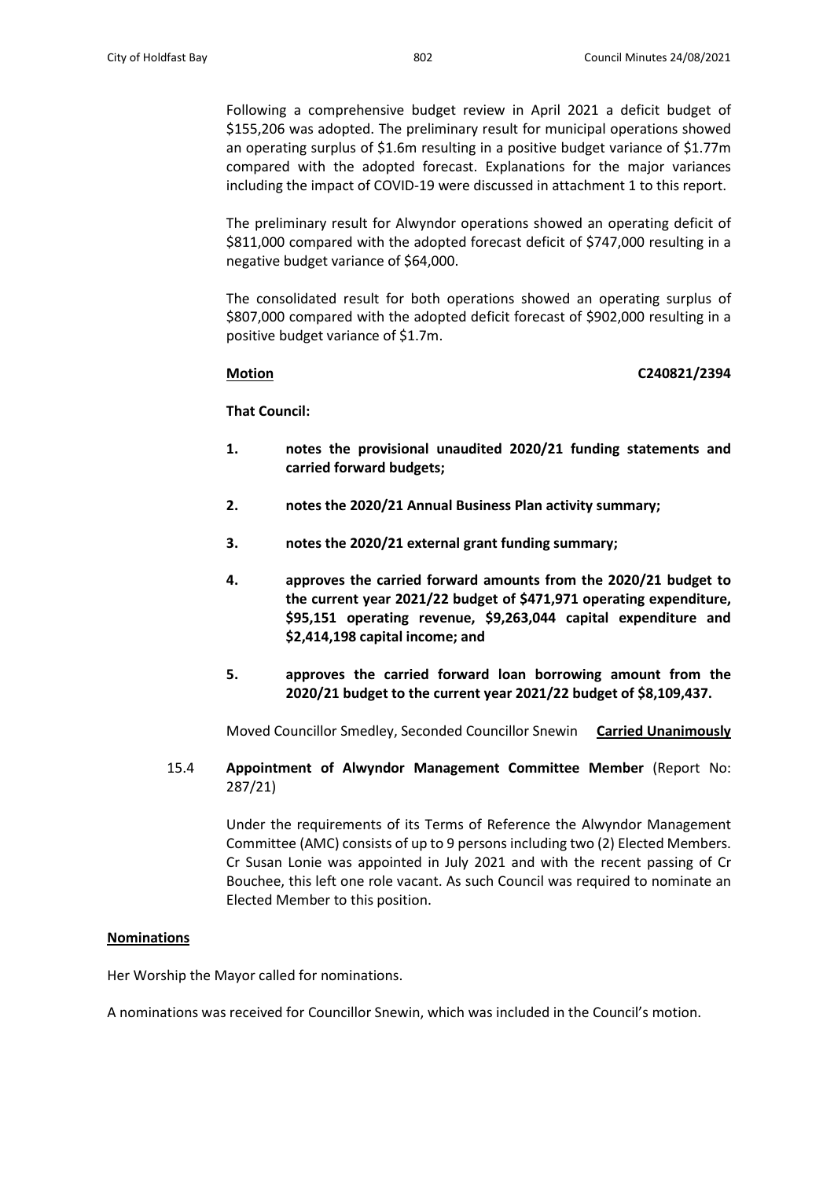Following a comprehensive budget review in April 2021 a deficit budget of $155,206 was adopted. The preliminary result for municipal operations showed an operating surplus of $1.6m resulting in a positive budget variance of $1.77m compared with the adopted forecast. Explanations for the major variances including the impact of COVID-19 were discussed in attachment 1 to this report.

The preliminary result for Alwyndor operations showed an operating deficit of $811,000 compared with the adopted forecast deficit of $747,000 resulting in a negative budget variance of $64,000.

The consolidated result for both operations showed an operating surplus of $807,000 compared with the adopted deficit forecast of $902,000 resulting in a positive budget variance of $1.7m.

**Motion** **C240821/2394**

**That Council:**

1. **notes the provisional unaudited 2020/21 funding statements and carried forward budgets;**
2. **notes the 2020/21 Annual Business Plan activity summary;**
3. **notes the 2020/21 external grant funding summary;**
4. **approves the carried forward amounts from the 2020/21 budget to the current year 2021/22 budget of $471,971 operating expenditure, $95,151 operating revenue, $9,263,044 capital expenditure and $2,414,198 capital income; and**
5. **approves the carried forward loan borrowing amount from the 2020/21 budget to the current year 2021/22 budget of $8,109,437.**

Moved Councillor Smedley, Seconded Councillor Snewin **Carried Unanimously**

15.4 **Appointment of Alwyndor Management Committee Member** (Report No: 287/21)

Under the requirements of its Terms of Reference the Alwyndor Management Committee (AMC) consists of up to 9 persons including two (2) Elected Members. Cr Susan Lonie was appointed in July 2021 and with the recent passing of Cr Bouchee, this left one role vacant. As such Council was required to nominate an Elected Member to this position.

**Nominations**

Her Worship the Mayor called for nominations.

A nominations was received for Councillor Snewin, which was included in the Council's motion.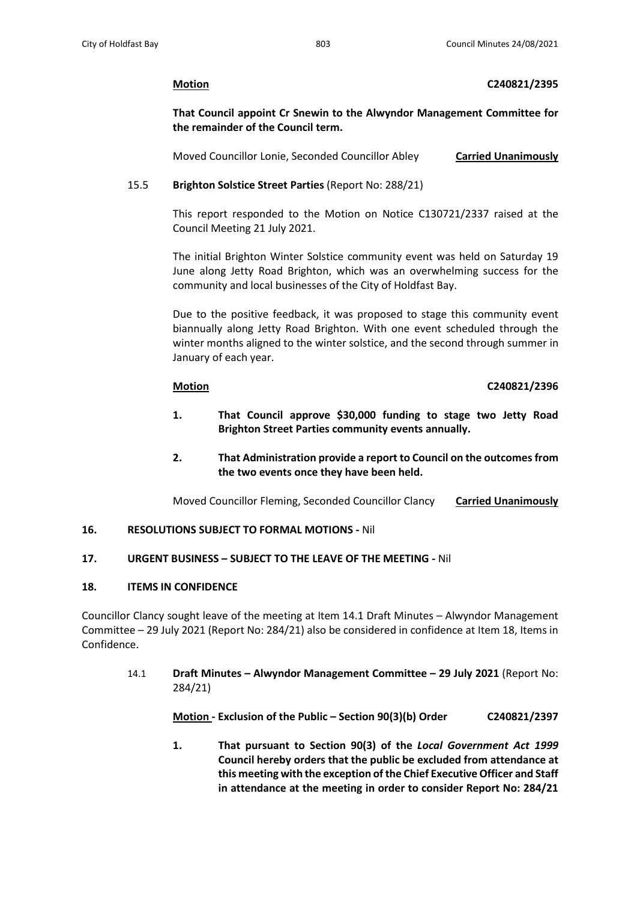**Motion** **C240821/2395**

**That Council appoint Cr Snewin to the Alwyndor Management Committee for the remainder of the Council term.**

Moved Councillor Lonie, Seconded Councillor Abley **Carried Unanimously**

15.5 **Brighton Solstice Street Parties** (Report No: 288/21)

This report responded to the Motion on Notice C130721/2337 raised at the Council Meeting 21 July 2021.

The initial Brighton Winter Solstice community event was held on Saturday 19 June along Jetty Road Brighton, which was an overwhelming success for the community and local businesses of the City of Holdfast Bay.

Due to the positive feedback, it was proposed to stage this community event biannually along Jetty Road Brighton. With one event scheduled through the winter months aligned to the winter solstice, and the second through summer in January of each year.

**Motion** **C240821/2396**

1. **That Council approve \$30,000 funding to stage two Jetty Road Brighton Street Parties community events annually.**
2. **That Administration provide a report to Council on the outcomes from the two events once they have been held.**

Moved Councillor Fleming, Seconded Councillor Clancy **Carried Unanimously**

## 16. RESOLUTIONS SUBJECT TO FORMAL MOTIONS - Nil

## 17. URGENT BUSINESS – SUBJECT TO THE LEAVE OF THE MEETING - Nil

## 18. ITEMS IN CONFIDENCE

Councillor Clancy sought leave of the meeting at Item 14.1 Draft Minutes – Alwyndor Management Committee – 29 July 2021 (Report No: 284/21) also be considered in confidence at Item 18, Items in Confidence.

14.1 **Draft Minutes – Alwyndor Management Committee – 29 July 2021** (Report No: 284/21)

**Motion - Exclusion of the Public – Section 90(3)(b) Order** **C240821/2397**

1. **That pursuant to Section 90(3) of the *Local Government Act 1999* Council hereby orders that the public be excluded from attendance at this meeting with the exception of the Chief Executive Officer and Staff in attendance at the meeting in order to consider Report No: 284/21**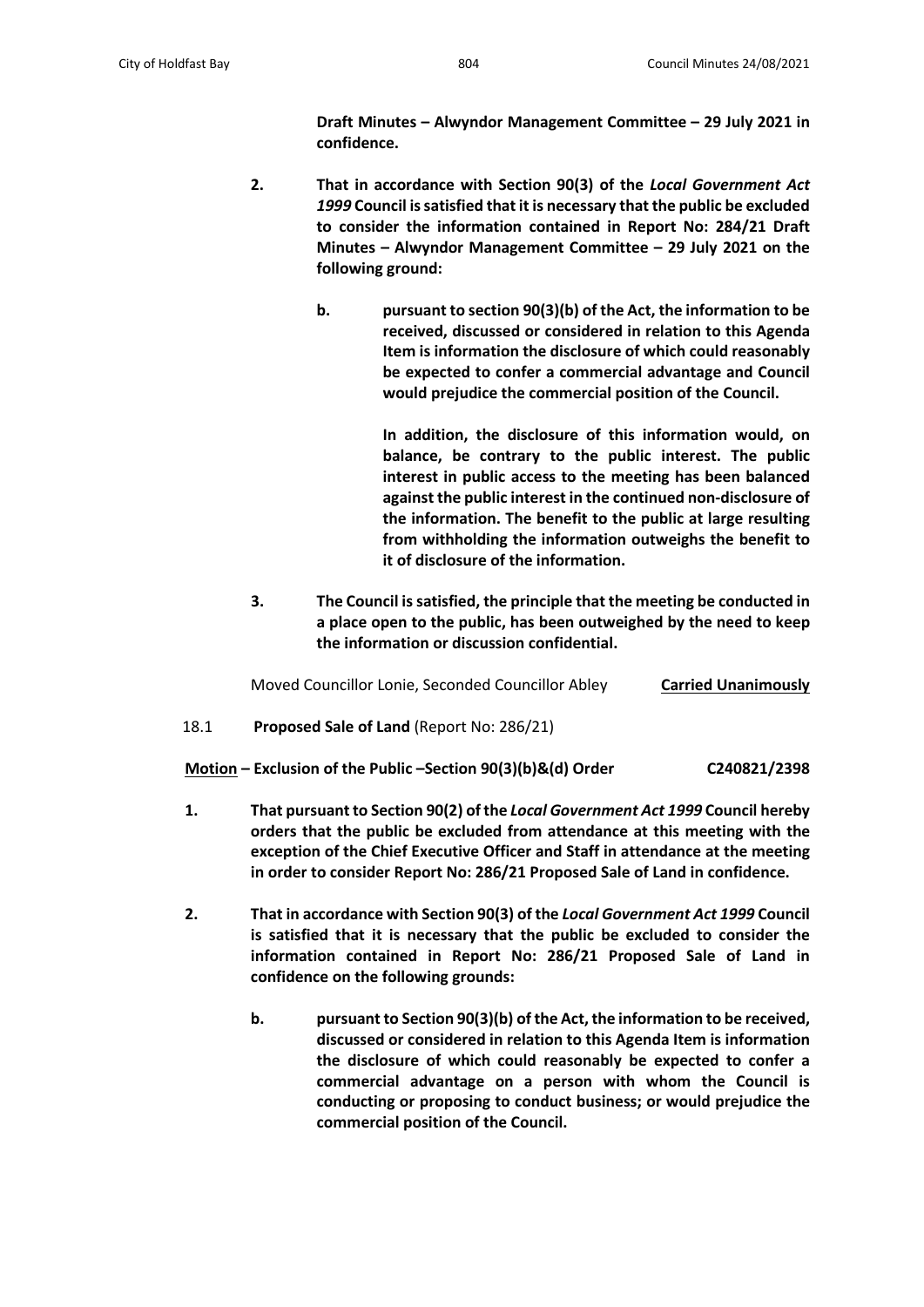**Draft Minutes – Alwyndor Management Committee – 29 July 2021 in confidence.**

2. **That in accordance with Section 90(3) of the *Local Government Act 1999* Council is satisfied that it is necessary that the public be excluded to consider the information contained in Report No: 284/21 Draft Minutes – Alwyndor Management Committee – 29 July 2021 on the following ground:**

   b. **pursuant to section 90(3)(b) of the Act, the information to be received, discussed or considered in relation to this Agenda Item is information the disclosure of which could reasonably be expected to confer a commercial advantage and Council would prejudice the commercial position of the Council.**

      **In addition, the disclosure of this information would, on balance, be contrary to the public interest. The public interest in public access to the meeting has been balanced against the public interest in the continued non-disclosure of the information. The benefit to the public at large resulting from withholding the information outweighs the benefit to it of disclosure of the information.**

3. **The Council is satisfied, the principle that the meeting be conducted in a place open to the public, has been outweighed by the need to keep the information or discussion confidential.**

Moved Councillor Lonie, Seconded Councillor Abley **Carried Unanimously**

18.1 **Proposed Sale of Land** (Report No: 286/21)

**Motion – Exclusion of the Public –Section 90(3)(b)&(d) Order C240821/2398**

1. **That pursuant to Section 90(2) of the *Local Government Act 1999* Council hereby orders that the public be excluded from attendance at this meeting with the exception of the Chief Executive Officer and Staff in attendance at the meeting in order to consider Report No: 286/21 Proposed Sale of Land in confidence.**

2. **That in accordance with Section 90(3) of the *Local Government Act 1999* Council is satisfied that it is necessary that the public be excluded to consider the information contained in Report No: 286/21 Proposed Sale of Land in confidence on the following grounds:**

   b. **pursuant to Section 90(3)(b) of the Act, the information to be received, discussed or considered in relation to this Agenda Item is information the disclosure of which could reasonably be expected to confer a commercial advantage on a person with whom the Council is conducting or proposing to conduct business; or would prejudice the commercial position of the Council.**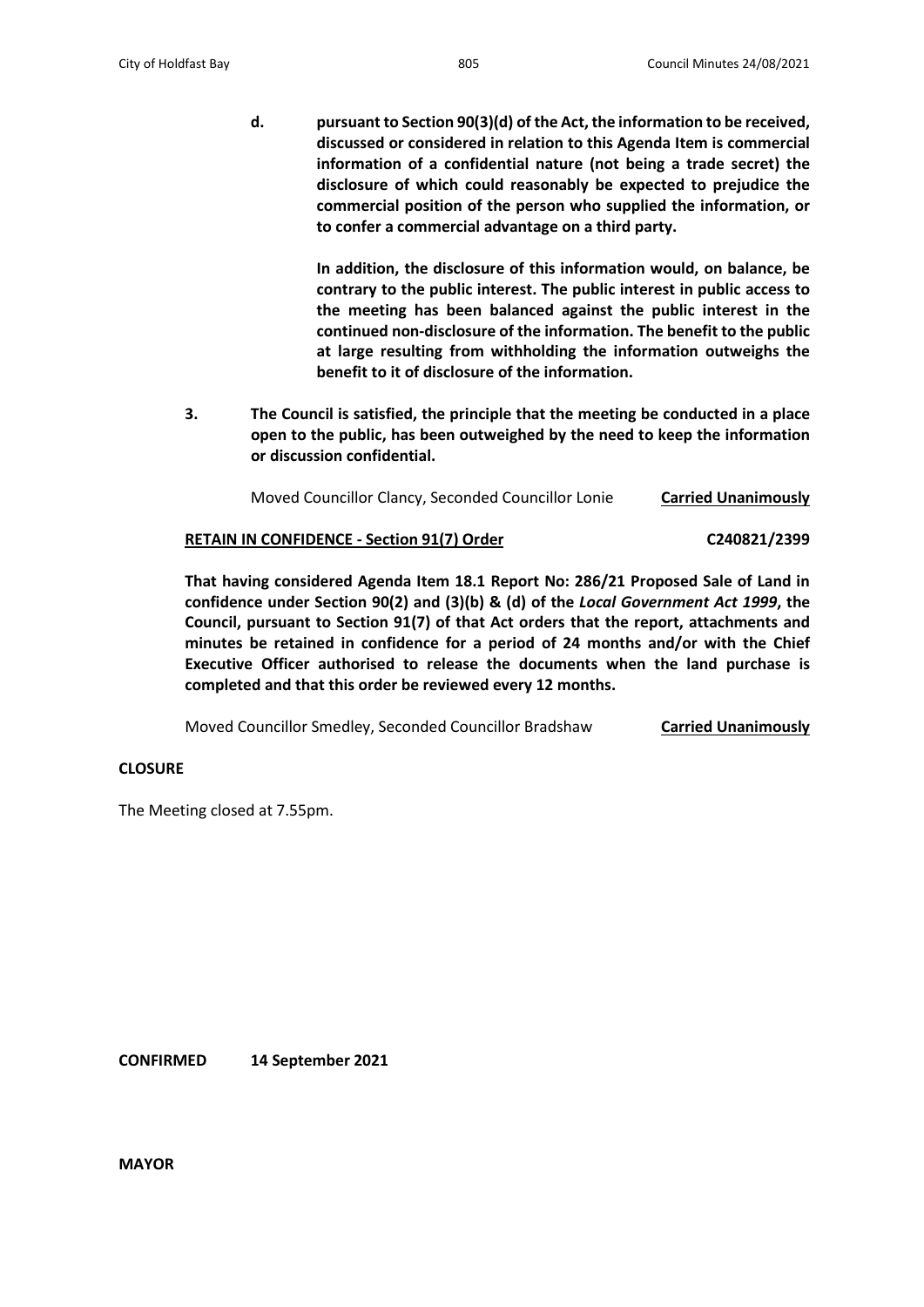**d. pursuant to Section 90(3)(d) of the Act, the information to be received, discussed or considered in relation to this Agenda Item is commercial information of a confidential nature (not being a trade secret) the disclosure of which could reasonably be expected to prejudice the commercial position of the person who supplied the information, or to confer a commercial advantage on a third party.**

**In addition, the disclosure of this information would, on balance, be contrary to the public interest. The public interest in public access to the meeting has been balanced against the public interest in the continued non-disclosure of the information. The benefit to the public at large resulting from withholding the information outweighs the benefit to it of disclosure of the information.**

**3. The Council is satisfied, the principle that the meeting be conducted in a place open to the public, has been outweighed by the need to keep the information or discussion confidential.**

Moved Councillor Clancy, Seconded Councillor Lonie **Carried Unanimously**

**RETAIN IN CONFIDENCE - Section 91(7) Order** **C240821/2399**

**That having considered Agenda Item 18.1 Report No: 286/21 Proposed Sale of Land in confidence under Section 90(2) and (3)(b) & (d) of the *Local Government Act 1999*, the Council, pursuant to Section 91(7) of that Act orders that the report, attachments and minutes be retained in confidence for a period of 24 months and/or with the Chief Executive Officer authorised to release the documents when the land purchase is completed and that this order be reviewed every 12 months.**

Moved Councillor Smedley, Seconded Councillor Bradshaw **Carried Unanimously**

**CLOSURE**

The Meeting closed at 7.55pm.

**CONFIRMED 14 September 2021**

**MAYOR**